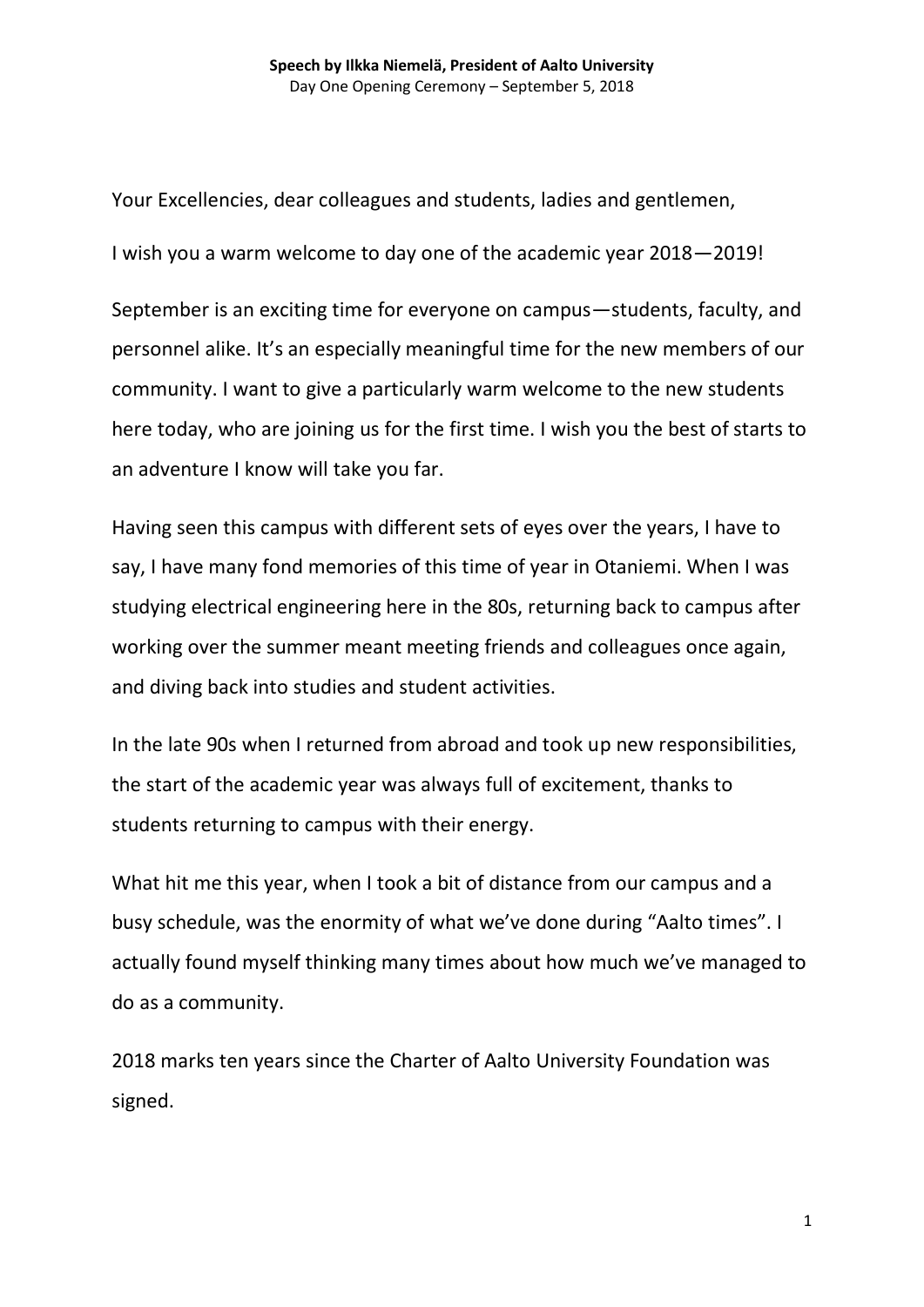**Speech by Ilkka Niemelä, President of Aalto University**
Day One Opening Ceremony – September 5, 2018

Your Excellencies, dear colleagues and students, ladies and gentlemen,

I wish you a warm welcome to day one of the academic year 2018—2019!

September is an exciting time for everyone on campus—students, faculty, and personnel alike. It's an especially meaningful time for the new members of our community. I want to give a particularly warm welcome to the new students here today, who are joining us for the first time. I wish you the best of starts to an adventure I know will take you far.

Having seen this campus with different sets of eyes over the years, I have to say, I have many fond memories of this time of year in Otaniemi. When I was studying electrical engineering here in the 80s, returning back to campus after working over the summer meant meeting friends and colleagues once again, and diving back into studies and student activities.

In the late 90s when I returned from abroad and took up new responsibilities, the start of the academic year was always full of excitement, thanks to students returning to campus with their energy.

What hit me this year, when I took a bit of distance from our campus and a busy schedule, was the enormity of what we've done during "Aalto times". I actually found myself thinking many times about how much we've managed to do as a community.

2018 marks ten years since the Charter of Aalto University Foundation was signed.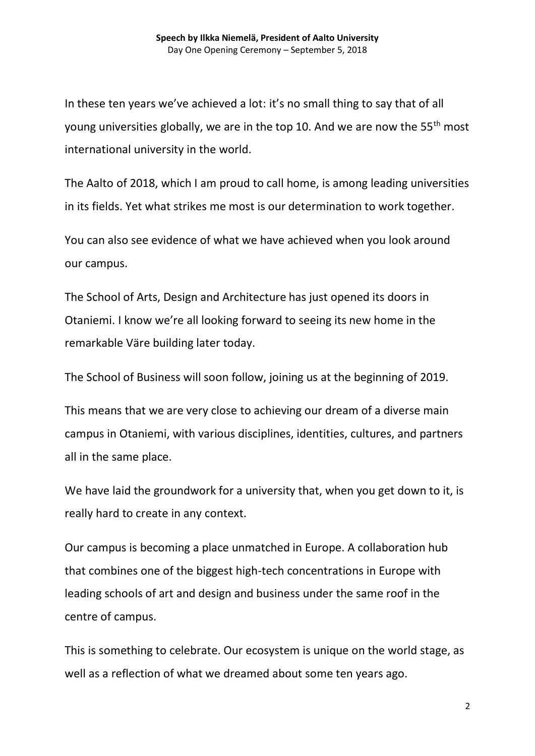In these ten years we've achieved a lot: it's no small thing to say that of all young universities globally, we are in the top 10. And we are now the 55$^{th}$ most international university in the world.

The Aalto of 2018, which I am proud to call home, is among leading universities in its fields. Yet what strikes me most is our determination to work together.

You can also see evidence of what we have achieved when you look around our campus.

The School of Arts, Design and Architecture has just opened its doors in Otaniemi. I know we're all looking forward to seeing its new home in the remarkable Väre building later today.

The School of Business will soon follow, joining us at the beginning of 2019.

This means that we are very close to achieving our dream of a diverse main campus in Otaniemi, with various disciplines, identities, cultures, and partners all in the same place.

We have laid the groundwork for a university that, when you get down to it, is really hard to create in any context.

Our campus is becoming a place unmatched in Europe. A collaboration hub that combines one of the biggest high-tech concentrations in Europe with leading schools of art and design and business under the same roof in the centre of campus.

This is something to celebrate. Our ecosystem is unique on the world stage, as well as a reflection of what we dreamed about some ten years ago.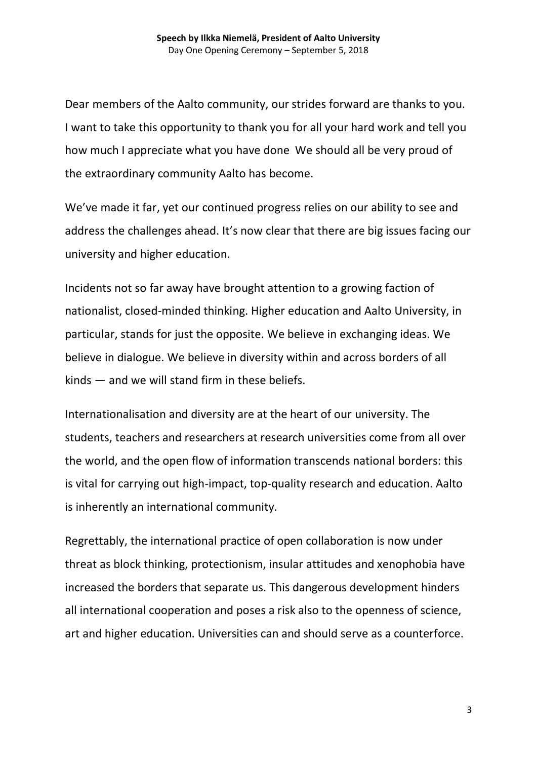Dear members of the Aalto community, our strides forward are thanks to you. I want to take this opportunity to thank you for all your hard work and tell you how much I appreciate what you have done  We should all be very proud of the extraordinary community Aalto has become.

We've made it far, yet our continued progress relies on our ability to see and address the challenges ahead. It's now clear that there are big issues facing our university and higher education.

Incidents not so far away have brought attention to a growing faction of nationalist, closed-minded thinking. Higher education and Aalto University, in particular, stands for just the opposite. We believe in exchanging ideas. We believe in dialogue. We believe in diversity within and across borders of all kinds — and we will stand firm in these beliefs.

Internationalisation and diversity are at the heart of our university. The students, teachers and researchers at research universities come from all over the world, and the open flow of information transcends national borders: this is vital for carrying out high-impact, top-quality research and education. Aalto is inherently an international community.

Regrettably, the international practice of open collaboration is now under threat as block thinking, protectionism, insular attitudes and xenophobia have increased the borders that separate us. This dangerous development hinders all international cooperation and poses a risk also to the openness of science, art and higher education. Universities can and should serve as a counterforce.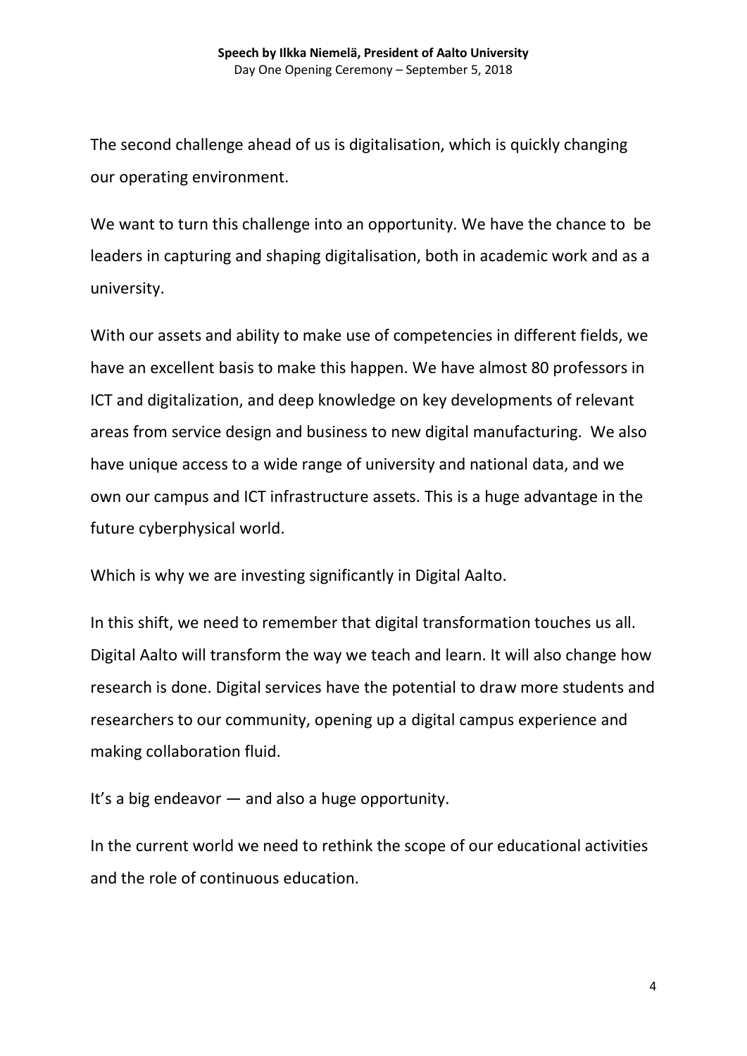The second challenge ahead of us is digitalisation, which is quickly changing our operating environment.

We want to turn this challenge into an opportunity. We have the chance to be leaders in capturing and shaping digitalisation, both in academic work and as a university.

With our assets and ability to make use of competencies in different fields, we have an excellent basis to make this happen. We have almost 80 professors in ICT and digitalization, and deep knowledge on key developments of relevant areas from service design and business to new digital manufacturing. We also have unique access to a wide range of university and national data, and we own our campus and ICT infrastructure assets. This is a huge advantage in the future cyberphysical world.

Which is why we are investing significantly in Digital Aalto.

In this shift, we need to remember that digital transformation touches us all. Digital Aalto will transform the way we teach and learn. It will also change how research is done. Digital services have the potential to draw more students and researchers to our community, opening up a digital campus experience and making collaboration fluid.

It's a big endeavor — and also a huge opportunity.

In the current world we need to rethink the scope of our educational activities and the role of continuous education.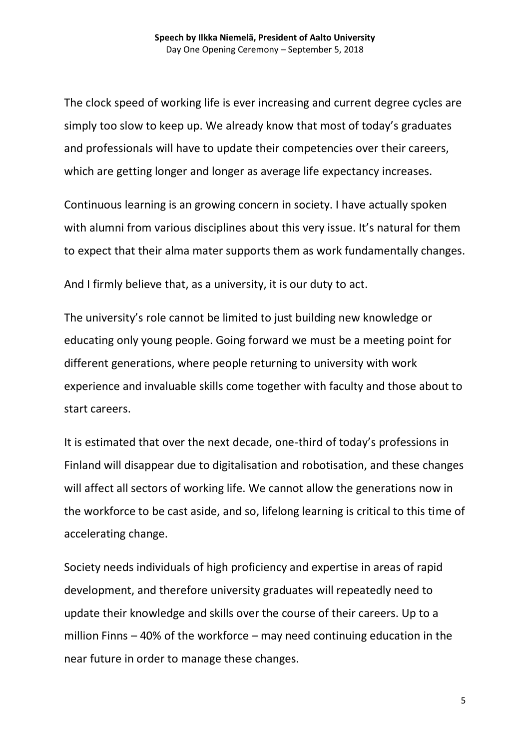The clock speed of working life is ever increasing and current degree cycles are simply too slow to keep up. We already know that most of today's graduates and professionals will have to update their competencies over their careers, which are getting longer and longer as average life expectancy increases.

Continuous learning is an growing concern in society. I have actually spoken with alumni from various disciplines about this very issue. It's natural for them to expect that their alma mater supports them as work fundamentally changes.

And I firmly believe that, as a university, it is our duty to act.

The university's role cannot be limited to just building new knowledge or educating only young people. Going forward we must be a meeting point for different generations, where people returning to university with work experience and invaluable skills come together with faculty and those about to start careers.

It is estimated that over the next decade, one-third of today's professions in Finland will disappear due to digitalisation and robotisation, and these changes will affect all sectors of working life. We cannot allow the generations now in the workforce to be cast aside, and so, lifelong learning is critical to this time of accelerating change.

Society needs individuals of high proficiency and expertise in areas of rapid development, and therefore university graduates will repeatedly need to update their knowledge and skills over the course of their careers. Up to a million Finns – 40% of the workforce – may need continuing education in the near future in order to manage these changes.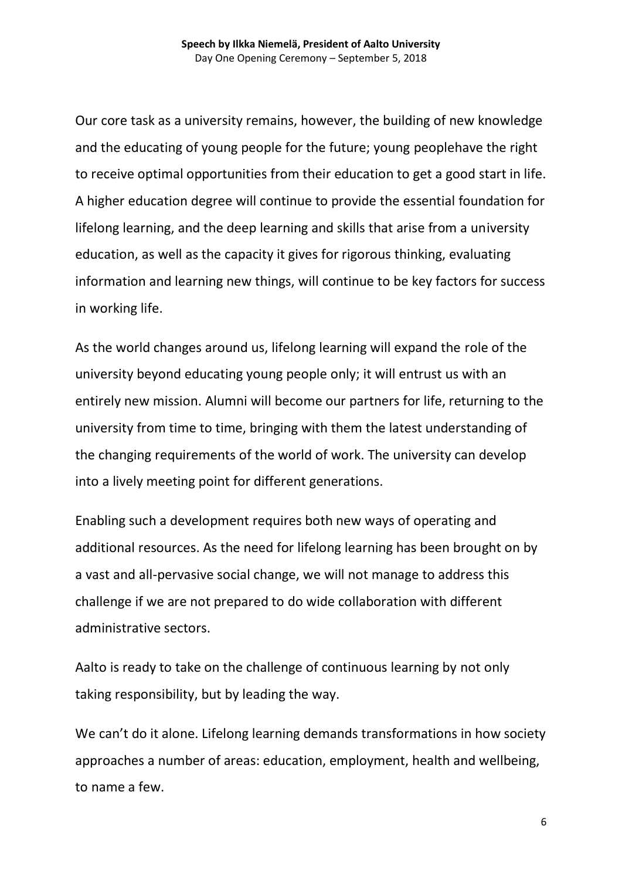Our core task as a university remains, however, the building of new knowledge and the educating of young people for the future; young peoplehave the right to receive optimal opportunities from their education to get a good start in life. A higher education degree will continue to provide the essential foundation for lifelong learning, and the deep learning and skills that arise from a university education, as well as the capacity it gives for rigorous thinking, evaluating information and learning new things, will continue to be key factors for success in working life.

As the world changes around us, lifelong learning will expand the role of the university beyond educating young people only; it will entrust us with an entirely new mission. Alumni will become our partners for life, returning to the university from time to time, bringing with them the latest understanding of the changing requirements of the world of work. The university can develop into a lively meeting point for different generations.

Enabling such a development requires both new ways of operating and additional resources. As the need for lifelong learning has been brought on by a vast and all-pervasive social change, we will not manage to address this challenge if we are not prepared to do wide collaboration with different administrative sectors.

Aalto is ready to take on the challenge of continuous learning by not only taking responsibility, but by leading the way.

We can't do it alone. Lifelong learning demands transformations in how society approaches a number of areas: education, employment, health and wellbeing, to name a few.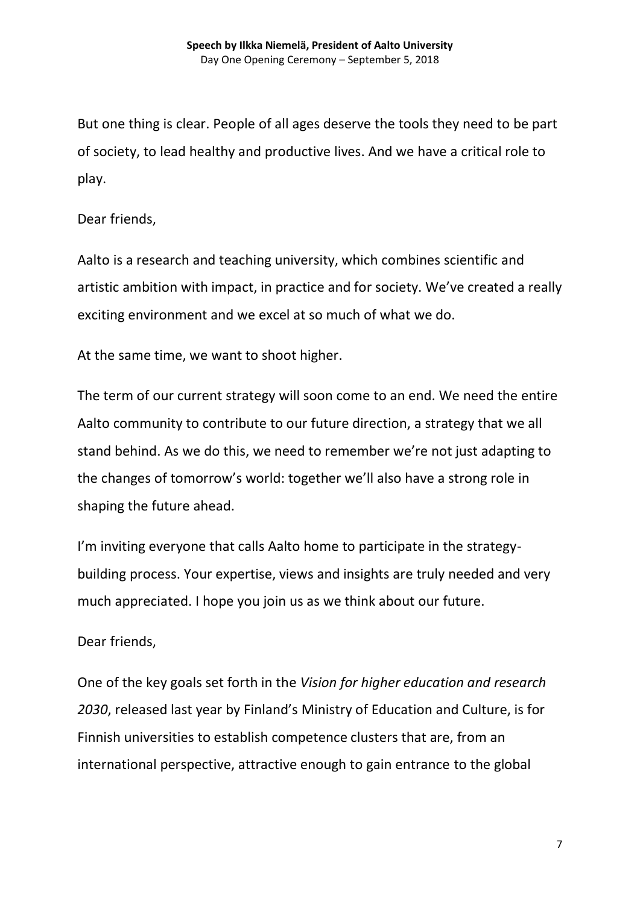But one thing is clear. People of all ages deserve the tools they need to be part of society, to lead healthy and productive lives. And we have a critical role to play.

Dear friends,

Aalto is a research and teaching university, which combines scientific and artistic ambition with impact, in practice and for society. We've created a really exciting environment and we excel at so much of what we do.

At the same time, we want to shoot higher.

The term of our current strategy will soon come to an end. We need the entire Aalto community to contribute to our future direction, a strategy that we all stand behind. As we do this, we need to remember we're not just adapting to the changes of tomorrow's world: together we'll also have a strong role in shaping the future ahead.

I'm inviting everyone that calls Aalto home to participate in the strategy-building process. Your expertise, views and insights are truly needed and very much appreciated. I hope you join us as we think about our future.

Dear friends,

One of the key goals set forth in the *Vision for higher education and research 2030*, released last year by Finland's Ministry of Education and Culture, is for Finnish universities to establish competence clusters that are, from an international perspective, attractive enough to gain entrance to the global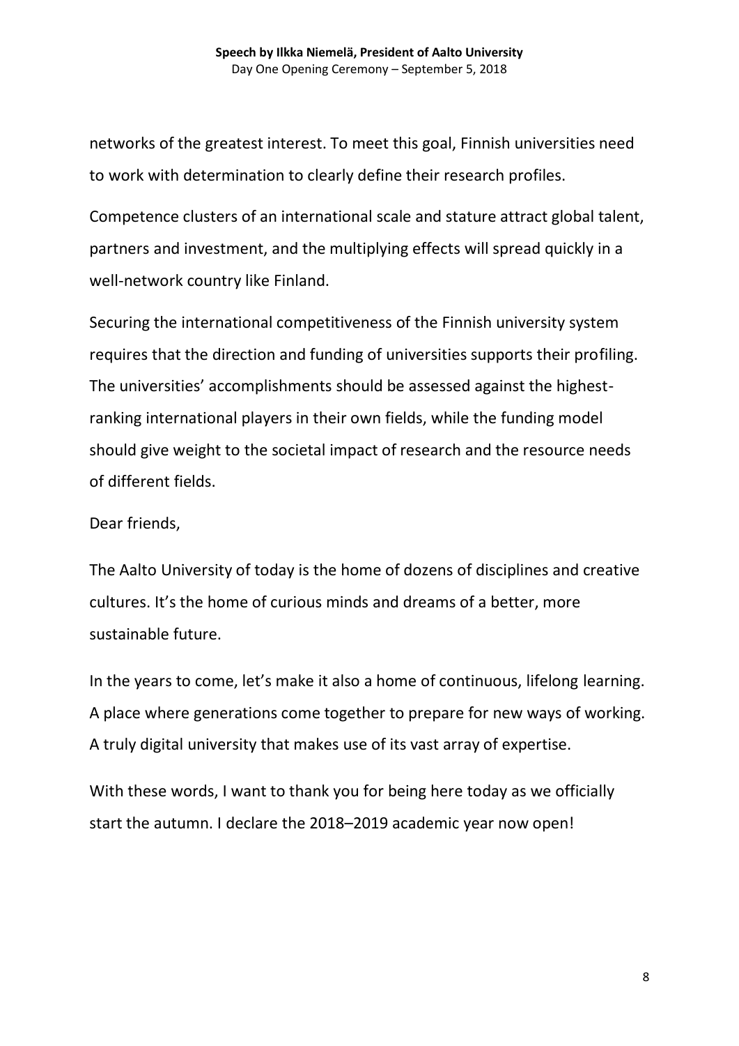networks of the greatest interest. To meet this goal, Finnish universities need to work with determination to clearly define their research profiles.

Competence clusters of an international scale and stature attract global talent, partners and investment, and the multiplying effects will spread quickly in a well-network country like Finland.

Securing the international competitiveness of the Finnish university system requires that the direction and funding of universities supports their profiling. The universities' accomplishments should be assessed against the highest-ranking international players in their own fields, while the funding model should give weight to the societal impact of research and the resource needs of different fields.

Dear friends,

The Aalto University of today is the home of dozens of disciplines and creative cultures. It's the home of curious minds and dreams of a better, more sustainable future.

In the years to come, let's make it also a home of continuous, lifelong learning. A place where generations come together to prepare for new ways of working. A truly digital university that makes use of its vast array of expertise.

With these words, I want to thank you for being here today as we officially start the autumn. I declare the 2018–2019 academic year now open!